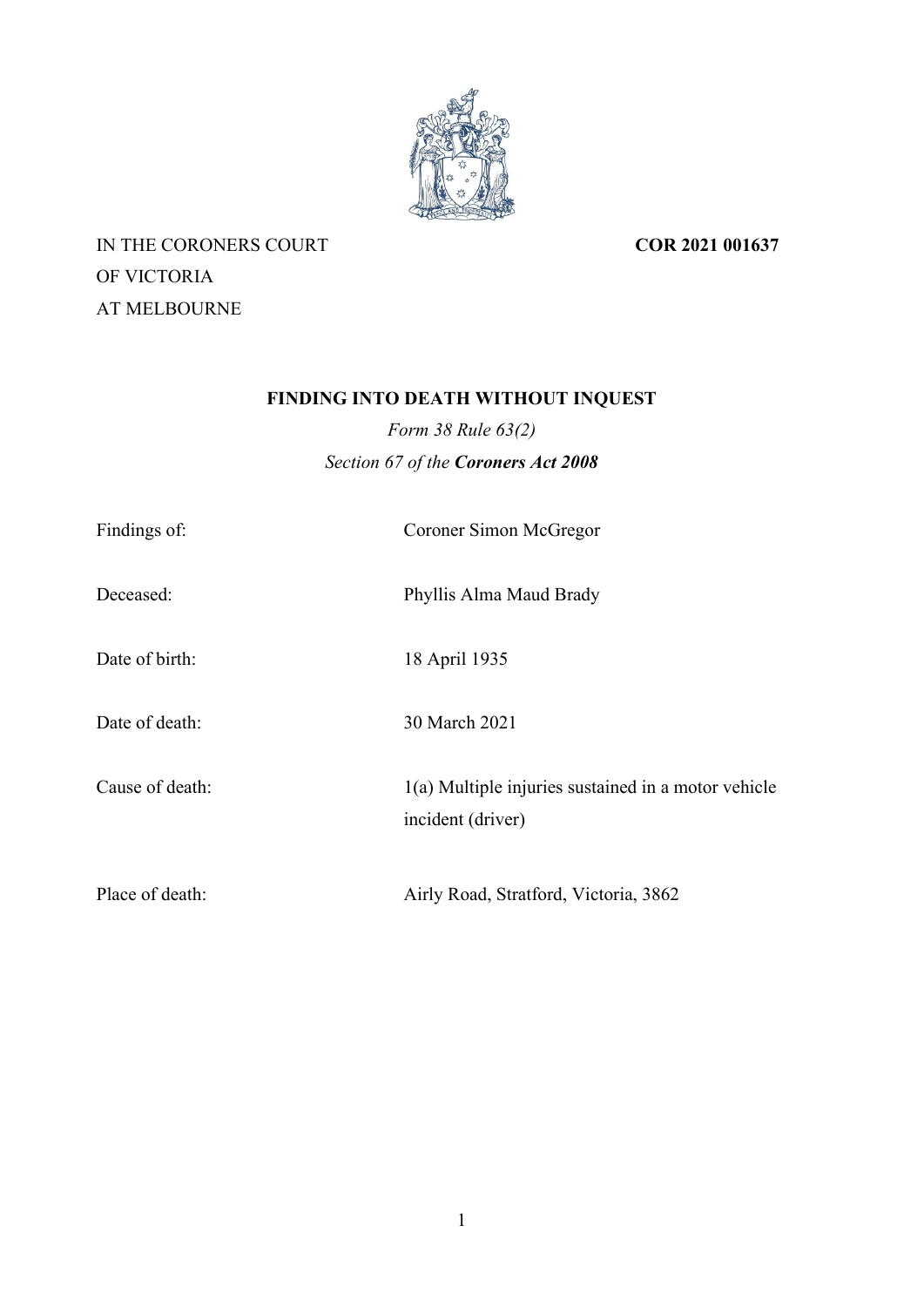IN THE CORONERS COURT
OF VICTORIA
AT MELBOURNE

**COR 2021 001637**

# FINDING INTO DEATH WITHOUT INQUEST

*Form 38 Rule 63(2)*

*Section 67 of the* ***Coroners Act 2008***

| | |
|---|---|
| Findings of: | Coroner Simon McGregor |
| Deceased: | Phyllis Alma Maud Brady |
| Date of birth: | 18 April 1935 |
| Date of death: | 30 March 2021 |
| Cause of death: | 1(a) Multiple injuries sustained in a motor vehicle incident (driver) |
| Place of death: | Airly Road, Stratford, Victoria, 3862 |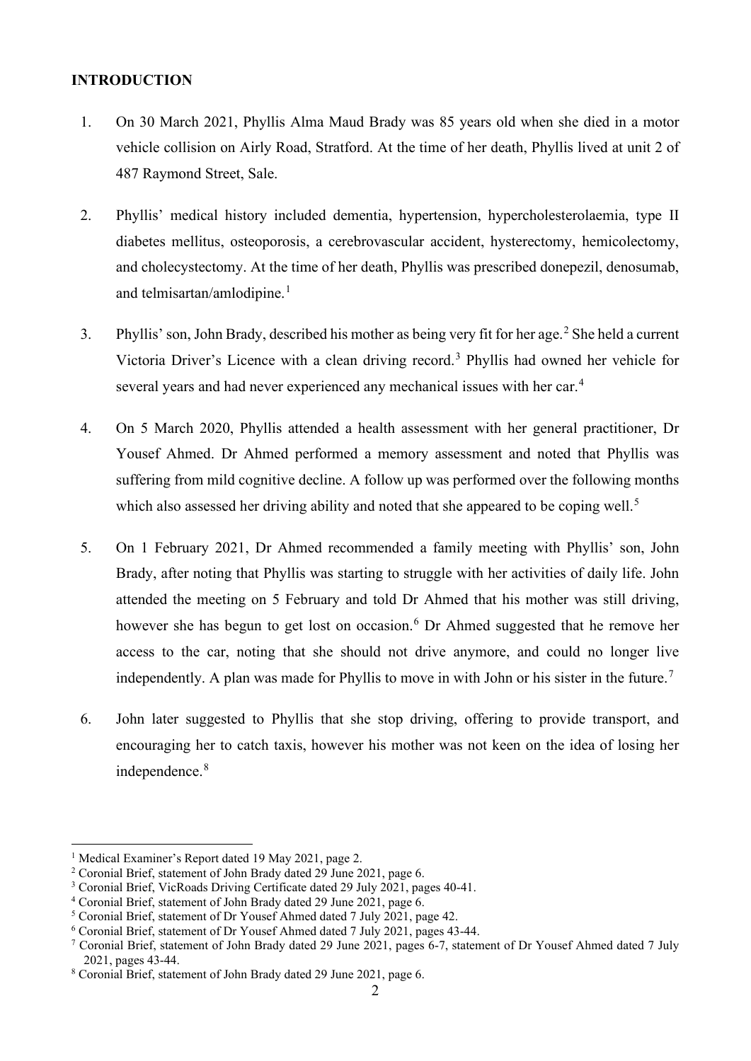## INTRODUCTION

1. On 30 March 2021, Phyllis Alma Maud Brady was 85 years old when she died in a motor vehicle collision on Airly Road, Stratford. At the time of her death, Phyllis lived at unit 2 of 487 Raymond Street, Sale.

2. Phyllis' medical history included dementia, hypertension, hypercholesterolaemia, type II diabetes mellitus, osteoporosis, a cerebrovascular accident, hysterectomy, hemicolectomy, and cholecystectomy. At the time of her death, Phyllis was prescribed donepezil, denosumab, and telmisartan/amlodipine.[1]

3. Phyllis' son, John Brady, described his mother as being very fit for her age.[2] She held a current Victoria Driver's Licence with a clean driving record.[3] Phyllis had owned her vehicle for several years and had never experienced any mechanical issues with her car.[4]

4. On 5 March 2020, Phyllis attended a health assessment with her general practitioner, Dr Yousef Ahmed. Dr Ahmed performed a memory assessment and noted that Phyllis was suffering from mild cognitive decline. A follow up was performed over the following months which also assessed her driving ability and noted that she appeared to be coping well.[5]

5. On 1 February 2021, Dr Ahmed recommended a family meeting with Phyllis' son, John Brady, after noting that Phyllis was starting to struggle with her activities of daily life. John attended the meeting on 5 February and told Dr Ahmed that his mother was still driving, however she has begun to get lost on occasion.[6] Dr Ahmed suggested that he remove her access to the car, noting that she should not drive anymore, and could no longer live independently. A plan was made for Phyllis to move in with John or his sister in the future.[7]

6. John later suggested to Phyllis that she stop driving, offering to provide transport, and encouraging her to catch taxis, however his mother was not keen on the idea of losing her independence.[8]

---

[1] Medical Examiner's Report dated 19 May 2021, page 2.

[2] Coronial Brief, statement of John Brady dated 29 June 2021, page 6.

[3] Coronial Brief, VicRoads Driving Certificate dated 29 July 2021, pages 40-41.

[4] Coronial Brief, statement of John Brady dated 29 June 2021, page 6.

[5] Coronial Brief, statement of Dr Yousef Ahmed dated 7 July 2021, page 42.

[6] Coronial Brief, statement of Dr Yousef Ahmed dated 7 July 2021, pages 43-44.

[7] Coronial Brief, statement of John Brady dated 29 June 2021, pages 6-7, statement of Dr Yousef Ahmed dated 7 July 2021, pages 43-44.

[8] Coronial Brief, statement of John Brady dated 29 June 2021, page 6.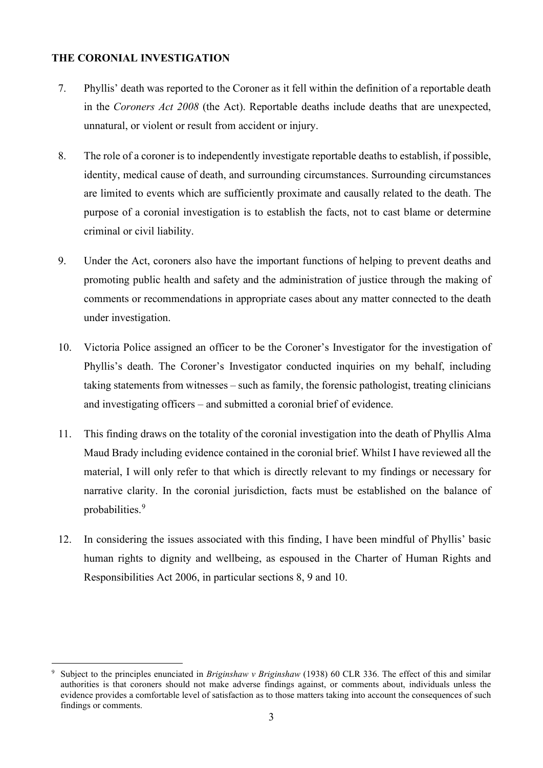## THE CORONIAL INVESTIGATION

7. Phyllis' death was reported to the Coroner as it fell within the definition of a reportable death in the *Coroners Act 2008* (the Act). Reportable deaths include deaths that are unexpected, unnatural, or violent or result from accident or injury.

8. The role of a coroner is to independently investigate reportable deaths to establish, if possible, identity, medical cause of death, and surrounding circumstances. Surrounding circumstances are limited to events which are sufficiently proximate and causally related to the death. The purpose of a coronial investigation is to establish the facts, not to cast blame or determine criminal or civil liability.

9. Under the Act, coroners also have the important functions of helping to prevent deaths and promoting public health and safety and the administration of justice through the making of comments or recommendations in appropriate cases about any matter connected to the death under investigation.

10. Victoria Police assigned an officer to be the Coroner's Investigator for the investigation of Phyllis's death. The Coroner's Investigator conducted inquiries on my behalf, including taking statements from witnesses – such as family, the forensic pathologist, treating clinicians and investigating officers – and submitted a coronial brief of evidence.

11. This finding draws on the totality of the coronial investigation into the death of Phyllis Alma Maud Brady including evidence contained in the coronial brief. Whilst I have reviewed all the material, I will only refer to that which is directly relevant to my findings or necessary for narrative clarity. In the coronial jurisdiction, facts must be established on the balance of probabilities.[9]

12. In considering the issues associated with this finding, I have been mindful of Phyllis' basic human rights to dignity and wellbeing, as espoused in the Charter of Human Rights and Responsibilities Act 2006, in particular sections 8, 9 and 10.

---

[9] Subject to the principles enunciated in *Briginshaw v Briginshaw* (1938) 60 CLR 336. The effect of this and similar authorities is that coroners should not make adverse findings against, or comments about, individuals unless the evidence provides a comfortable level of satisfaction as to those matters taking into account the consequences of such findings or comments.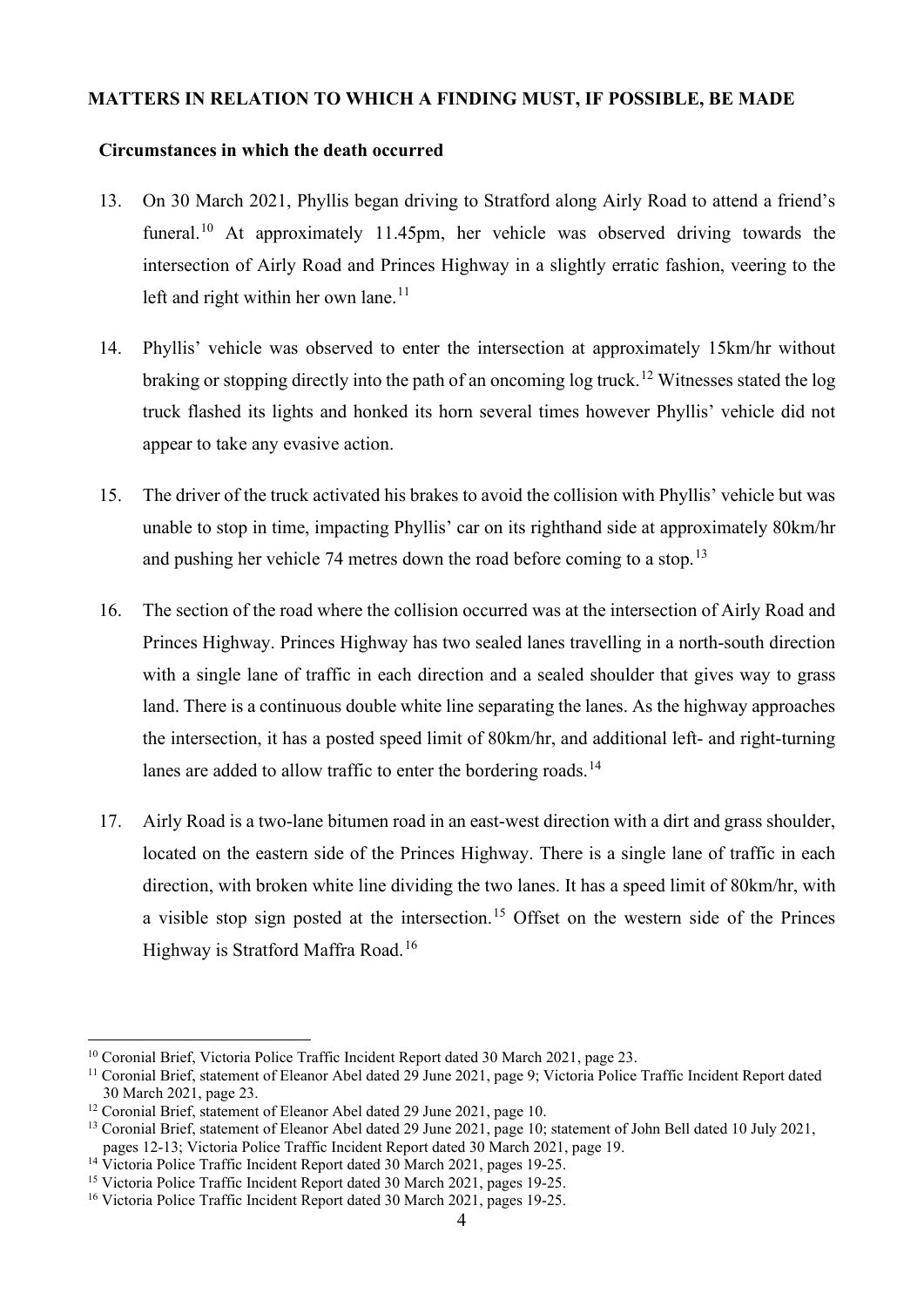**MATTERS IN RELATION TO WHICH A FINDING MUST, IF POSSIBLE, BE MADE**

**Circumstances in which the death occurred**

13. On 30 March 2021, Phyllis began driving to Stratford along Airly Road to attend a friend's funeral.[10] At approximately 11.45pm, her vehicle was observed driving towards the intersection of Airly Road and Princes Highway in a slightly erratic fashion, veering to the left and right within her own lane.[11]

14. Phyllis' vehicle was observed to enter the intersection at approximately 15km/hr without braking or stopping directly into the path of an oncoming log truck.[12] Witnesses stated the log truck flashed its lights and honked its horn several times however Phyllis' vehicle did not appear to take any evasive action.

15. The driver of the truck activated his brakes to avoid the collision with Phyllis' vehicle but was unable to stop in time, impacting Phyllis' car on its righthand side at approximately 80km/hr and pushing her vehicle 74 metres down the road before coming to a stop.[13]

16. The section of the road where the collision occurred was at the intersection of Airly Road and Princes Highway. Princes Highway has two sealed lanes travelling in a north-south direction with a single lane of traffic in each direction and a sealed shoulder that gives way to grass land. There is a continuous double white line separating the lanes. As the highway approaches the intersection, it has a posted speed limit of 80km/hr, and additional left- and right-turning lanes are added to allow traffic to enter the bordering roads.[14]

17. Airly Road is a two-lane bitumen road in an east-west direction with a dirt and grass shoulder, located on the eastern side of the Princes Highway. There is a single lane of traffic in each direction, with broken white line dividing the two lanes. It has a speed limit of 80km/hr, with a visible stop sign posted at the intersection.[15] Offset on the western side of the Princes Highway is Stratford Maffra Road.[16]

---

[10] Coronial Brief, Victoria Police Traffic Incident Report dated 30 March 2021, page 23.

[11] Coronial Brief, statement of Eleanor Abel dated 29 June 2021, page 9; Victoria Police Traffic Incident Report dated 30 March 2021, page 23.

[12] Coronial Brief, statement of Eleanor Abel dated 29 June 2021, page 10.

[13] Coronial Brief, statement of Eleanor Abel dated 29 June 2021, page 10; statement of John Bell dated 10 July 2021, pages 12-13; Victoria Police Traffic Incident Report dated 30 March 2021, page 19.

[14] Victoria Police Traffic Incident Report dated 30 March 2021, pages 19-25.

[15] Victoria Police Traffic Incident Report dated 30 March 2021, pages 19-25.

[16] Victoria Police Traffic Incident Report dated 30 March 2021, pages 19-25.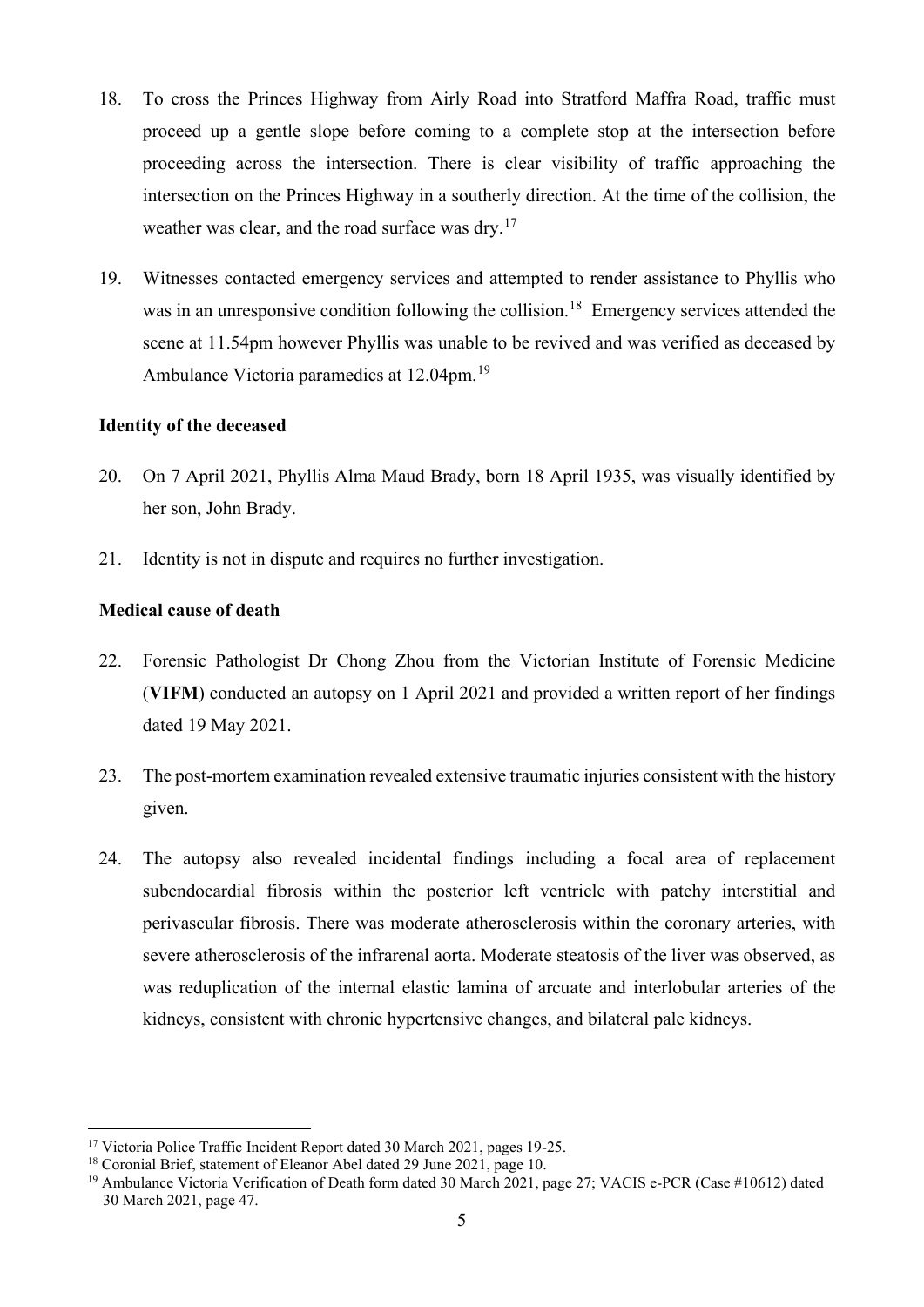18. To cross the Princes Highway from Airly Road into Stratford Maffra Road, traffic must proceed up a gentle slope before coming to a complete stop at the intersection before proceeding across the intersection. There is clear visibility of traffic approaching the intersection on the Princes Highway in a southerly direction. At the time of the collision, the weather was clear, and the road surface was dry.[17]

19. Witnesses contacted emergency services and attempted to render assistance to Phyllis who was in an unresponsive condition following the collision.[18] Emergency services attended the scene at 11.54pm however Phyllis was unable to be revived and was verified as deceased by Ambulance Victoria paramedics at 12.04pm.[19]

**Identity of the deceased**

20. On 7 April 2021, Phyllis Alma Maud Brady, born 18 April 1935, was visually identified by her son, John Brady.

21. Identity is not in dispute and requires no further investigation.

**Medical cause of death**

22. Forensic Pathologist Dr Chong Zhou from the Victorian Institute of Forensic Medicine (**VIFM**) conducted an autopsy on 1 April 2021 and provided a written report of her findings dated 19 May 2021.

23. The post-mortem examination revealed extensive traumatic injuries consistent with the history given.

24. The autopsy also revealed incidental findings including a focal area of replacement subendocardial fibrosis within the posterior left ventricle with patchy interstitial and perivascular fibrosis. There was moderate atherosclerosis within the coronary arteries, with severe atherosclerosis of the infrarenal aorta. Moderate steatosis of the liver was observed, as was reduplication of the internal elastic lamina of arcuate and interlobular arteries of the kidneys, consistent with chronic hypertensive changes, and bilateral pale kidneys.

---

[17] Victoria Police Traffic Incident Report dated 30 March 2021, pages 19-25.

[18] Coronial Brief, statement of Eleanor Abel dated 29 June 2021, page 10.

[19] Ambulance Victoria Verification of Death form dated 30 March 2021, page 27; VACIS e-PCR (Case #10612) dated 30 March 2021, page 47.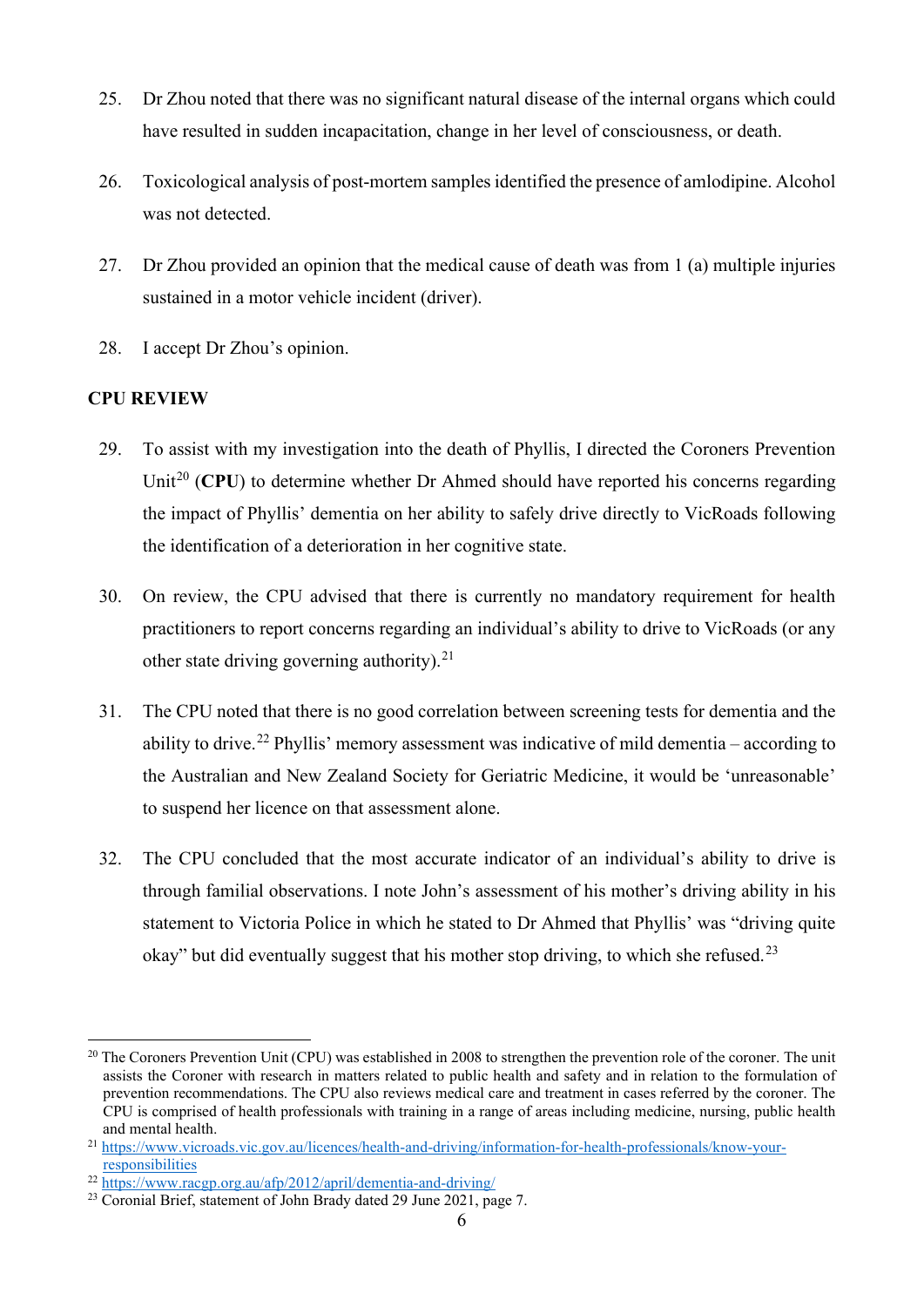25. Dr Zhou noted that there was no significant natural disease of the internal organs which could have resulted in sudden incapacitation, change in her level of consciousness, or death.

26. Toxicological analysis of post-mortem samples identified the presence of amlodipine. Alcohol was not detected.

27. Dr Zhou provided an opinion that the medical cause of death was from 1 (a) multiple injuries sustained in a motor vehicle incident (driver).

28. I accept Dr Zhou's opinion.

**CPU REVIEW**

29. To assist with my investigation into the death of Phyllis, I directed the Coroners Prevention Unit[20] (**CPU**) to determine whether Dr Ahmed should have reported his concerns regarding the impact of Phyllis' dementia on her ability to safely drive directly to VicRoads following the identification of a deterioration in her cognitive state.

30. On review, the CPU advised that there is currently no mandatory requirement for health practitioners to report concerns regarding an individual's ability to drive to VicRoads (or any other state driving governing authority).[21]

31. The CPU noted that there is no good correlation between screening tests for dementia and the ability to drive.[22] Phyllis' memory assessment was indicative of mild dementia – according to the Australian and New Zealand Society for Geriatric Medicine, it would be 'unreasonable' to suspend her licence on that assessment alone.

32. The CPU concluded that the most accurate indicator of an individual's ability to drive is through familial observations. I note John's assessment of his mother's driving ability in his statement to Victoria Police in which he stated to Dr Ahmed that Phyllis' was "driving quite okay" but did eventually suggest that his mother stop driving, to which she refused.[23]

---

[20] The Coroners Prevention Unit (CPU) was established in 2008 to strengthen the prevention role of the coroner. The unit assists the Coroner with research in matters related to public health and safety and in relation to the formulation of prevention recommendations. The CPU also reviews medical care and treatment in cases referred by the coroner. The CPU is comprised of health professionals with training in a range of areas including medicine, nursing, public health and mental health.

[21] https://www.vicroads.vic.gov.au/licences/health-and-driving/information-for-health-professionals/know-your-responsibilities

[22] https://www.racgp.org.au/afp/2012/april/dementia-and-driving/

[23] Coronial Brief, statement of John Brady dated 29 June 2021, page 7.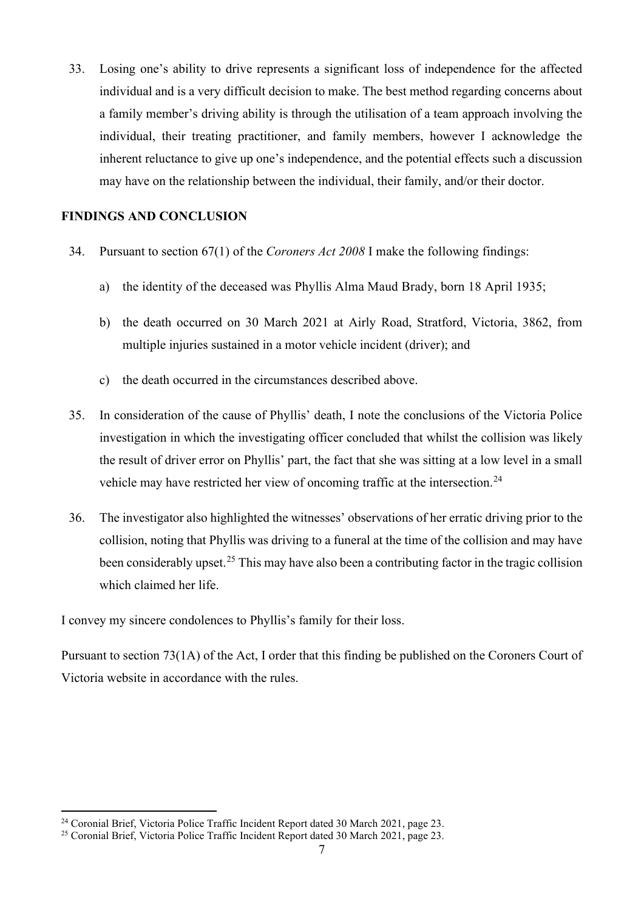33. Losing one's ability to drive represents a significant loss of independence for the affected individual and is a very difficult decision to make. The best method regarding concerns about a family member's driving ability is through the utilisation of a team approach involving the individual, their treating practitioner, and family members, however I acknowledge the inherent reluctance to give up one's independence, and the potential effects such a discussion may have on the relationship between the individual, their family, and/or their doctor.

## FINDINGS AND CONCLUSION

34. Pursuant to section 67(1) of the *Coroners Act 2008* I make the following findings:

    a) the identity of the deceased was Phyllis Alma Maud Brady, born 18 April 1935;

    b) the death occurred on 30 March 2021 at Airly Road, Stratford, Victoria, 3862, from multiple injuries sustained in a motor vehicle incident (driver); and

    c) the death occurred in the circumstances described above.

35. In consideration of the cause of Phyllis' death, I note the conclusions of the Victoria Police investigation in which the investigating officer concluded that whilst the collision was likely the result of driver error on Phyllis' part, the fact that she was sitting at a low level in a small vehicle may have restricted her view of oncoming traffic at the intersection.[24]

36. The investigator also highlighted the witnesses' observations of her erratic driving prior to the collision, noting that Phyllis was driving to a funeral at the time of the collision and may have been considerably upset.[25] This may have also been a contributing factor in the tragic collision which claimed her life.

I convey my sincere condolences to Phyllis's family for their loss.

Pursuant to section 73(1A) of the Act, I order that this finding be published on the Coroners Court of Victoria website in accordance with the rules.

---

[24] Coronial Brief, Victoria Police Traffic Incident Report dated 30 March 2021, page 23.

[25] Coronial Brief, Victoria Police Traffic Incident Report dated 30 March 2021, page 23.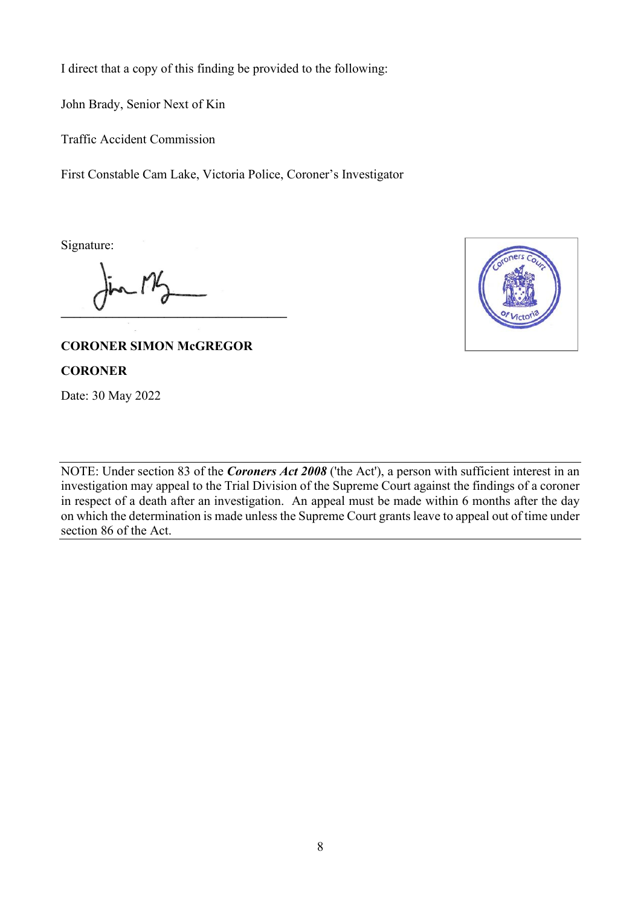I direct that a copy of this finding be provided to the following:

John Brady, Senior Next of Kin

Traffic Accident Commission

First Constable Cam Lake, Victoria Police, Coroner's Investigator

Signature:

___________________________________

**CORONER SIMON McGREGOR**

**CORONER**

Date: 30 May 2022

---

NOTE: Under section 83 of the ***Coroners Act 2008*** ('the Act'), a person with sufficient interest in an investigation may appeal to the Trial Division of the Supreme Court against the findings of a coroner in respect of a death after an investigation. An appeal must be made within 6 months after the day on which the determination is made unless the Supreme Court grants leave to appeal out of time under section 86 of the Act.

---